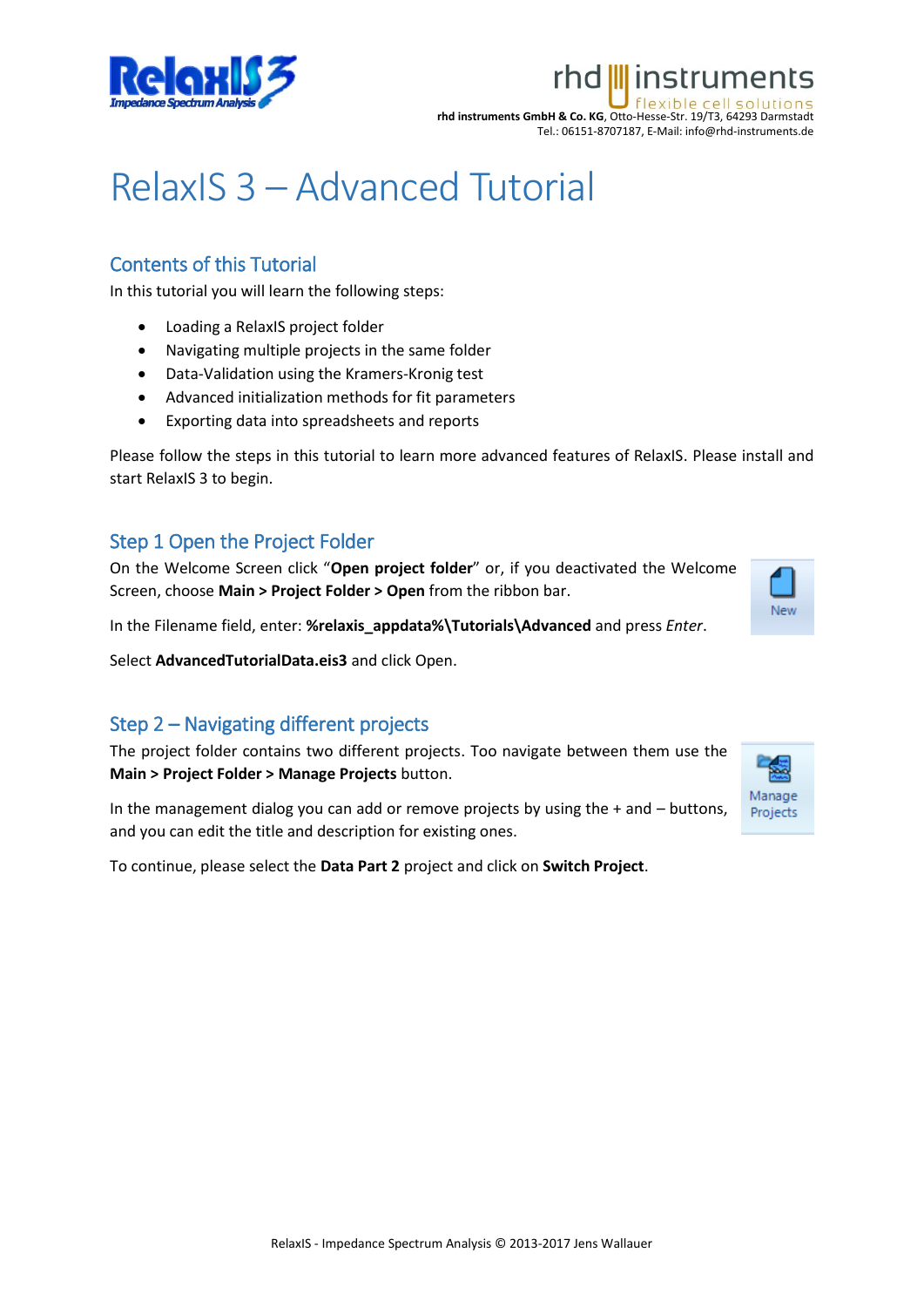rhd instruments GmbH & Co. KG, Otto-Hesse-Str. 19/T3, 64293 Darmstadt
Tel.: 06151-8707187, E-Mail: info@rhd-instruments.de

# RelaxIS 3 – Advanced Tutorial

## Contents of this Tutorial

In this tutorial you will learn the following steps:

- Loading a RelaxIS project folder
- Navigating multiple projects in the same folder
- Data-Validation using the Kramers-Kronig test
- Advanced initialization methods for fit parameters
- Exporting data into spreadsheets and reports

Please follow the steps in this tutorial to learn more advanced features of RelaxIS. Please install and start RelaxIS 3 to begin.

## Step 1 Open the Project Folder

On the Welcome Screen click "**Open project folder**" or, if you deactivated the Welcome Screen, choose **Main > Project Folder > Open** from the ribbon bar.

In the Filename field, enter: **%relaxis_appdata%\Tutorials\Advanced** and press *Enter*.

Select **AdvancedTutorialData.eis3** and click Open.

## Step 2 – Navigating different projects

The project folder contains two different projects. Too navigate between them use the **Main > Project Folder > Manage Projects** button.

In the management dialog you can add or remove projects by using the + and – buttons, and you can edit the title and description for existing ones.

To continue, please select the **Data Part 2** project and click on **Switch Project**.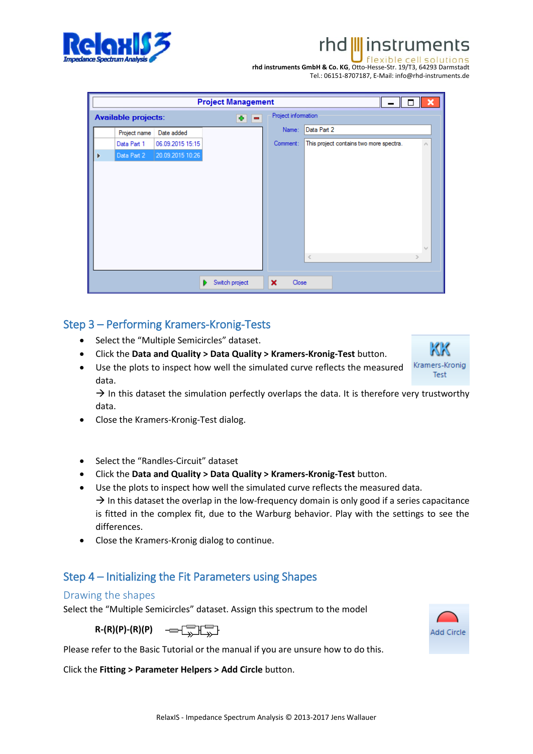## Step 3 – Performing Kramers-Kronig-Tests

- Select the "Multiple Semicircles" dataset.
- Click the **Data and Quality > Data Quality > Kramers-Kronig-Test** button.
- Use the plots to inspect how well the simulated curve reflects the measured data.
  → In this dataset the simulation perfectly overlaps the data. It is therefore very trustworthy data.
- Close the Kramers-Kronig-Test dialog.

- Select the "Randles-Circuit" dataset
- Click the **Data and Quality > Data Quality > Kramers-Kronig-Test** button.
- Use the plots to inspect how well the simulated curve reflects the measured data.
  → In this dataset the overlap in the low-frequency domain is only good if a series capacitance is fitted in the complex fit, due to the Warburg behavior. Play with the settings to see the differences.
- Close the Kramers-Kronig dialog to continue.

## Step 4 – Initializing the Fit Parameters using Shapes

### Drawing the shapes

Select the "Multiple Semicircles" dataset. Assign this spectrum to the model

**R-(R)(P)-(R)(P)**

Please refer to the Basic Tutorial or the manual if you are unsure how to do this.

Click the **Fitting > Parameter Helpers > Add Circle** button.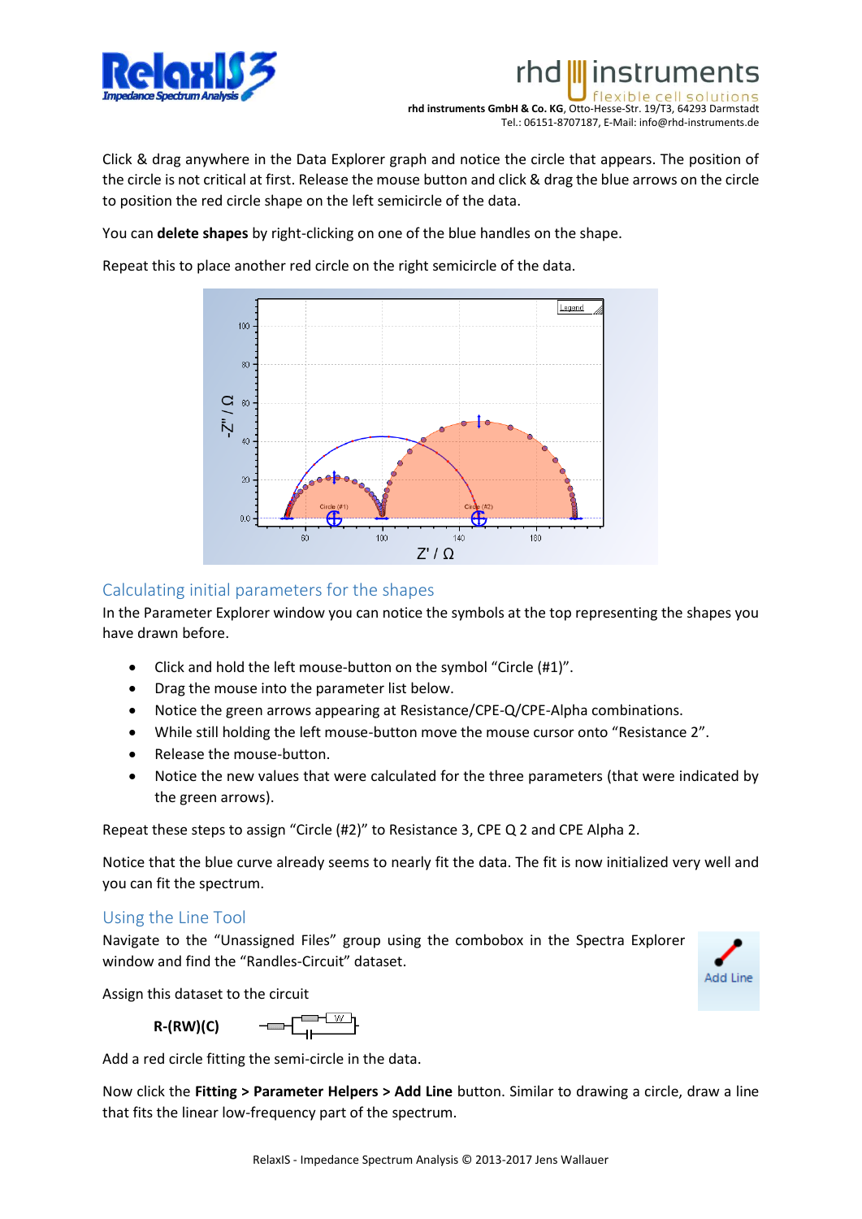Click & drag anywhere in the Data Explorer graph and notice the circle that appears. The position of the circle is not critical at first. Release the mouse button and click & drag the blue arrows on the circle to position the red circle shape on the left semicircle of the data.

You can **delete shapes** by right-clicking on one of the blue handles on the shape.

Repeat this to place another red circle on the right semicircle of the data.

## Calculating initial parameters for the shapes

In the Parameter Explorer window you can notice the symbols at the top representing the shapes you have drawn before.

- Click and hold the left mouse-button on the symbol "Circle (#1)".
- Drag the mouse into the parameter list below.
- Notice the green arrows appearing at Resistance/CPE-Q/CPE-Alpha combinations.
- While still holding the left mouse-button move the mouse cursor onto "Resistance 2".
- Release the mouse-button.
- Notice the new values that were calculated for the three parameters (that were indicated by the green arrows).

Repeat these steps to assign "Circle (#2)" to Resistance 3, CPE Q 2 and CPE Alpha 2.

Notice that the blue curve already seems to nearly fit the data. The fit is now initialized very well and you can fit the spectrum.

## Using the Line Tool

Navigate to the "Unassigned Files" group using the combobox in the Spectra Explorer window and find the "Randles-Circuit" dataset.

Assign this dataset to the circuit

**R-(RW)(C)**

Add a red circle fitting the semi-circle in the data.

Now click the **Fitting > Parameter Helpers > Add Line** button. Similar to drawing a circle, draw a line that fits the linear low-frequency part of the spectrum.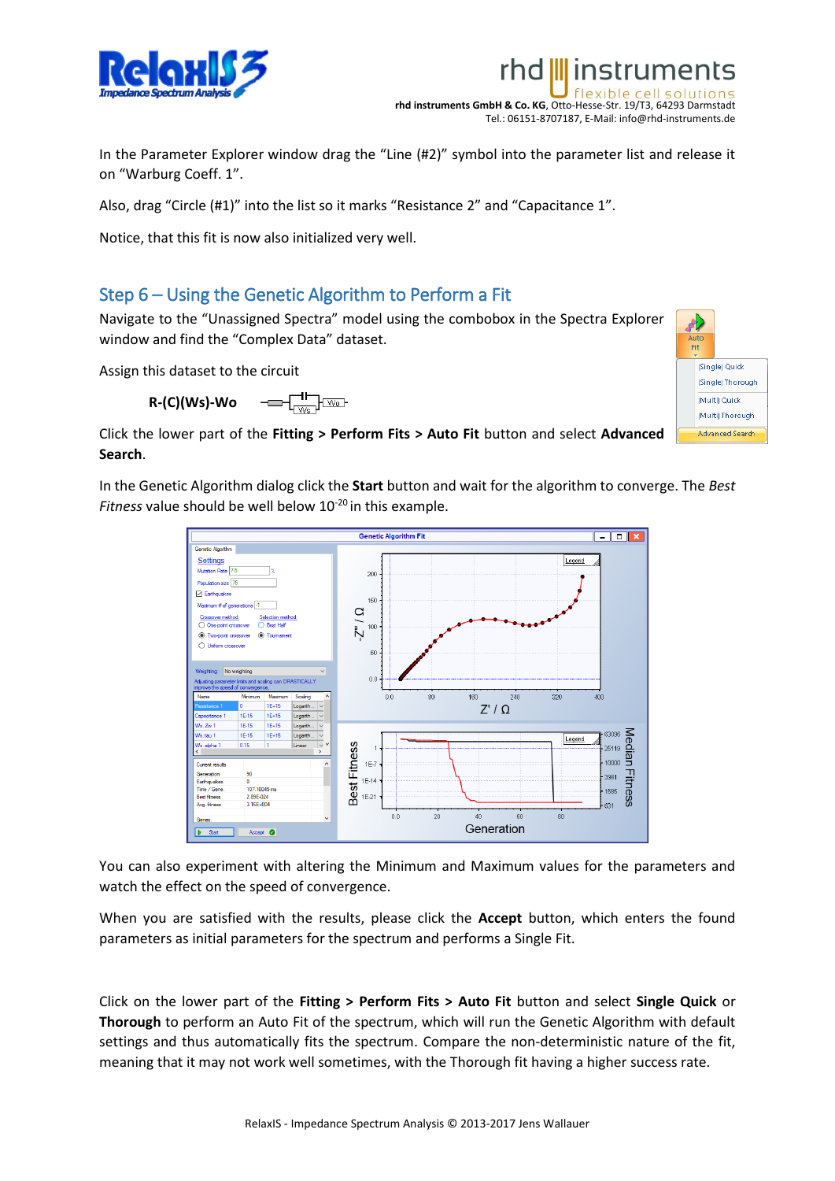In the Parameter Explorer window drag the “Line (#2)” symbol into the parameter list and release it on “Warburg Coeff. 1”.

Also, drag “Circle (#1)” into the list so it marks “Resistance 2” and “Capacitance 1”.

Notice, that this fit is now also initialized very well.

## Step 6 – Using the Genetic Algorithm to Perform a Fit

Navigate to the “Unassigned Spectra” model using the combobox in the Spectra Explorer window and find the “Complex Data” dataset.

Assign this dataset to the circuit

**R-(C)(Ws)-Wo**

Click the lower part of the **Fitting > Perform Fits > Auto Fit** button and select **Advanced Search**.

In the Genetic Algorithm dialog click the **Start** button and wait for the algorithm to converge. The *Best Fitness* value should be well below $10^{-20}$ in this example.

You can also experiment with altering the Minimum and Maximum values for the parameters and watch the effect on the speed of convergence.

When you are satisfied with the results, please click the **Accept** button, which enters the found parameters as initial parameters for the spectrum and performs a Single Fit.

Click on the lower part of the **Fitting > Perform Fits > Auto Fit** button and select **Single Quick** or **Thorough** to perform an Auto Fit of the spectrum, which will run the Genetic Algorithm with default settings and thus automatically fits the spectrum. Compare the non-deterministic nature of the fit, meaning that it may not work well sometimes, with the Thorough fit having a higher success rate.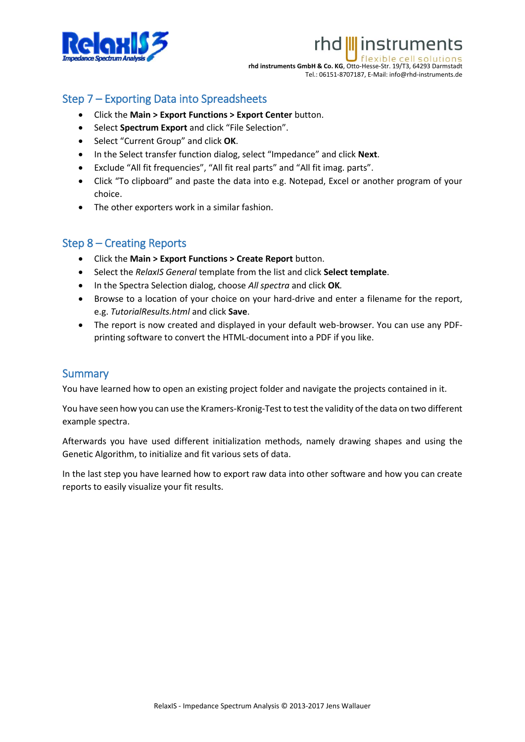## Step 7 – Exporting Data into Spreadsheets

- Click the **Main > Export Functions > Export Center** button.
- Select **Spectrum Export** and click "File Selection".
- Select "Current Group" and click **OK**.
- In the Select transfer function dialog, select "Impedance" and click **Next**.
- Exclude "All fit frequencies", "All fit real parts" and "All fit imag. parts".
- Click "To clipboard" and paste the data into e.g. Notepad, Excel or another program of your choice.
- The other exporters work in a similar fashion.

## Step 8 – Creating Reports

- Click the **Main > Export Functions > Create Report** button.
- Select the *RelaxIS General* template from the list and click **Select template**.
- In the Spectra Selection dialog, choose *All spectra* and click **OK**.
- Browse to a location of your choice on your hard-drive and enter a filename for the report, e.g. *TutorialResults.html* and click **Save**.
- The report is now created and displayed in your default web-browser. You can use any PDF-printing software to convert the HTML-document into a PDF if you like.

## Summary

You have learned how to open an existing project folder and navigate the projects contained in it.

You have seen how you can use the Kramers-Kronig-Test to test the validity of the data on two different example spectra.

Afterwards you have used different initialization methods, namely drawing shapes and using the Genetic Algorithm, to initialize and fit various sets of data.

In the last step you have learned how to export raw data into other software and how you can create reports to easily visualize your fit results.